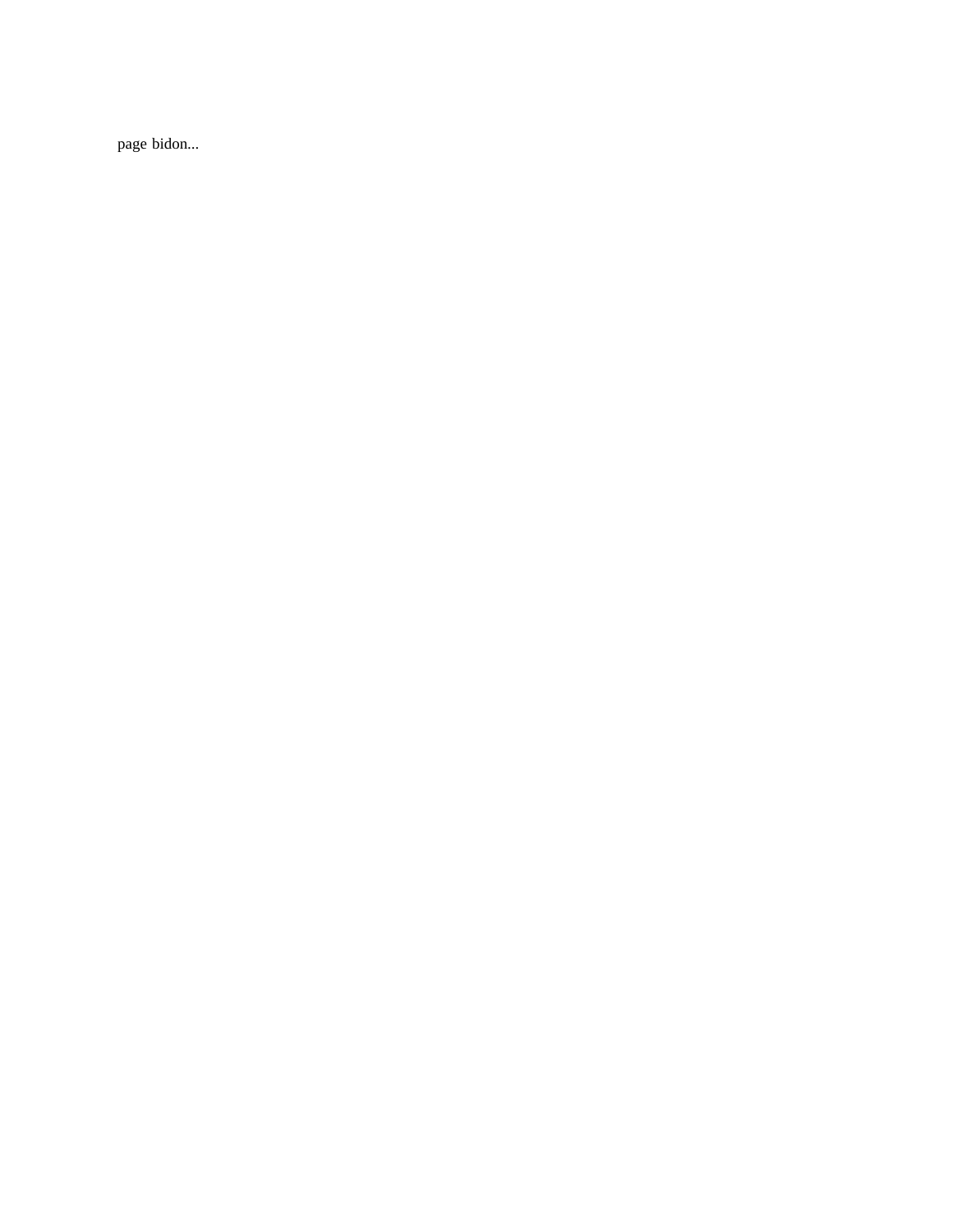page bidon...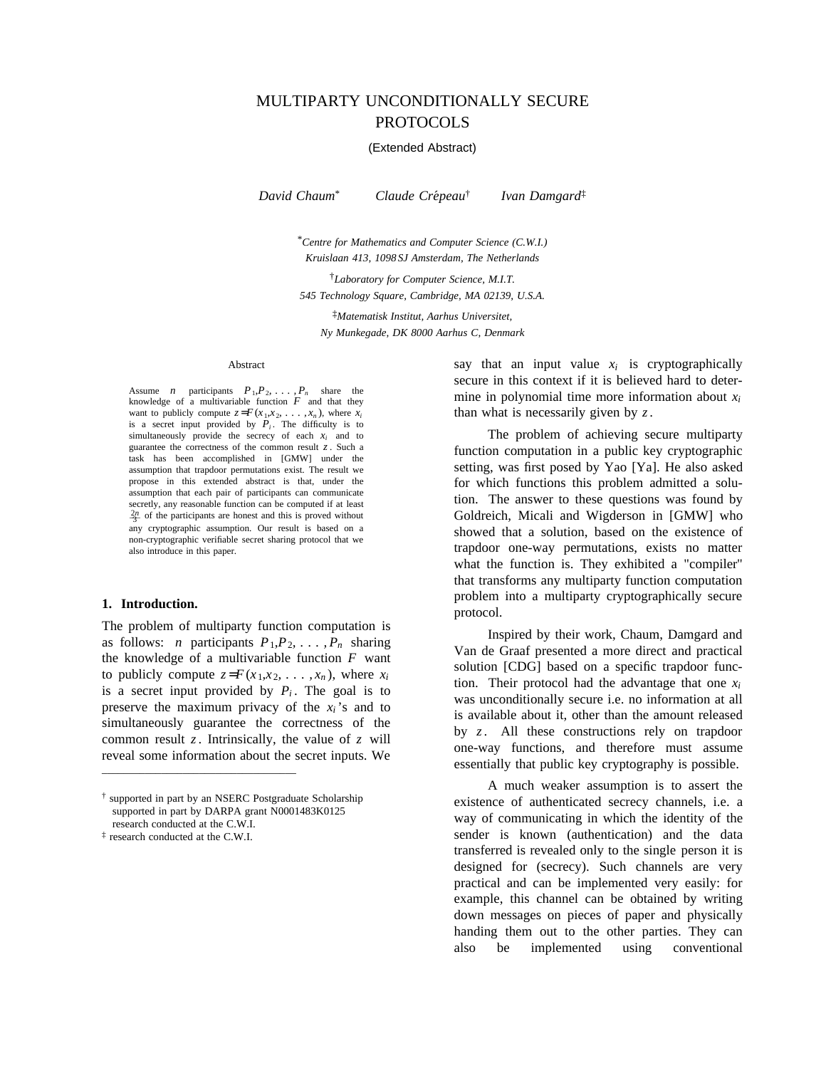# MULTIPARTY UNCONDITIONALLY SECURE PROTOCOLS

(Extended Abstract)

*David Chaum*[*] *Claude Crépeau*[†] *Ivan Damgard*[‡]

[*] *Centre for Mathematics and Computer Science (C.W.I.) Kruislaan 413, 1098 SJ Amsterdam, The Netherlands*

[†] *Laboratory for Computer Science, M.I.T. 545 Technology Square, Cambridge, MA 02139, U.S.A.*

[‡] *Matematisk Institut, Aarhus Universitet, Ny Munkegade, DK 8000 Aarhus C, Denmark*

## Abstract

Assume $n$ participants $P_1, P_2, \ldots, P_n$ share the knowledge of a multivariable function $F$ and that they want to publicly compute $z = F(x_1, x_2, \ldots, x_n)$, where $x_i$ is a secret input provided by $P_i$. The difficulty is to simultaneously provide the secrecy of each $x_i$ and to guarantee the correctness of the common result $z$. Such a task has been accomplished in [GMW] under the assumption that trapdoor permutations exist. The result we propose in this extended abstract is that, under the assumption that each pair of participants can communicate secretly, any reasonable function can be computed if at least $\frac{2n}{3}$ of the participants are honest and this is proved without any cryptographic assumption. Our result is based on a non-cryptographic verifiable secret sharing protocol that we also introduce in this paper.

## 1. Introduction.

The problem of multiparty function computation is as follows: $n$ participants $P_1, P_2, \ldots, P_n$ sharing the knowledge of a multivariable function $F$ want to publicly compute $z = F(x_1, x_2, \ldots, x_n)$, where $x_i$ is a secret input provided by $P_i$. The goal is to preserve the maximum privacy of the $x_i$'s and to simultaneously guarantee the correctness of the common result $z$. Intrinsically, the value of $z$ will reveal some information about the secret inputs. We say that an input value $x_i$ is cryptographically secure in this context if it is believed hard to determine in polynomial time more information about $x_i$ than what is necessarily given by $z$.

The problem of achieving secure multiparty function computation in a public key cryptographic setting, was first posed by Yao [Ya]. He also asked for which functions this problem admitted a solution. The answer to these questions was found by Goldreich, Micali and Wigderson in [GMW] who showed that a solution, based on the existence of trapdoor one-way permutations, exists no matter what the function is. They exhibited a "compiler" that transforms any multiparty function computation problem into a multiparty cryptographically secure protocol.

Inspired by their work, Chaum, Damgard and Van de Graaf presented a more direct and practical solution [CDG] based on a specific trapdoor function. Their protocol had the advantage that one $x_i$ was unconditionally secure i.e. no information at all is available about it, other than the amount released by $z$. All these constructions rely on trapdoor one-way functions, and therefore must assume essentially that public key cryptography is possible.

A much weaker assumption is to assert the existence of authenticated secrecy channels, i.e. a way of communicating in which the identity of the sender is known (authentication) and the data transferred is revealed only to the single person it is designed for (secrecy). Such channels are very practical and can be implemented very easily: for example, this channel can be obtained by writing down messages on pieces of paper and physically handing them out to the other parties. They can also be implemented using conventional

---

[†] supported in part by an NSERC Postgraduate Scholarship supported in part by DARPA grant N0001483K0125 research conducted at the C.W.I.

[‡] research conducted at the C.W.I.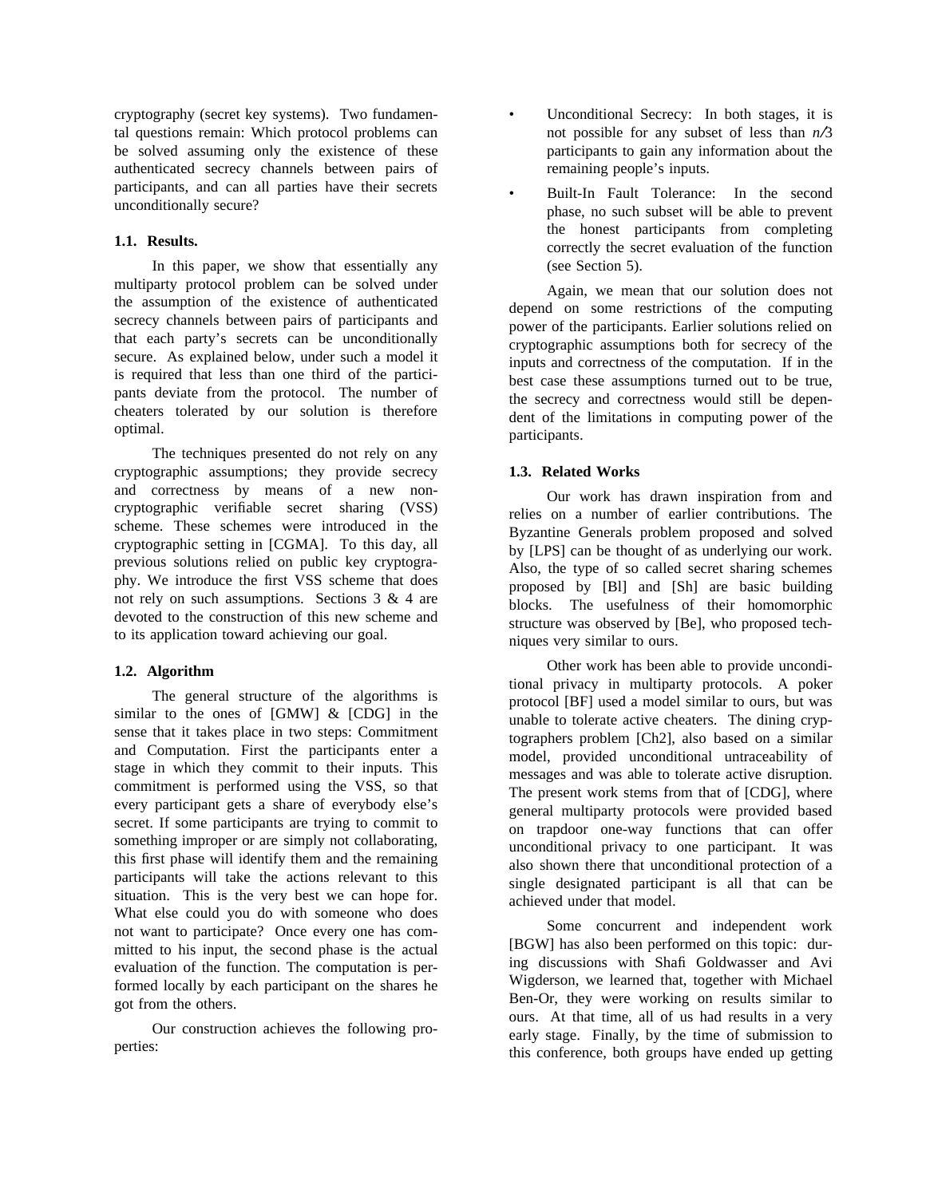cryptography (secret key systems). Two fundamental questions remain: Which protocol problems can be solved assuming only the existence of these authenticated secrecy channels between pairs of participants, and can all parties have their secrets unconditionally secure?

### 1.1. Results.

In this paper, we show that essentially any multiparty protocol problem can be solved under the assumption of the existence of authenticated secrecy channels between pairs of participants and that each party's secrets can be unconditionally secure. As explained below, under such a model it is required that less than one third of the participants deviate from the protocol. The number of cheaters tolerated by our solution is therefore optimal.

The techniques presented do not rely on any cryptographic assumptions; they provide secrecy and correctness by means of a new non-cryptographic verifiable secret sharing (VSS) scheme. These schemes were introduced in the cryptographic setting in [CGMA]. To this day, all previous solutions relied on public key cryptography. We introduce the first VSS scheme that does not rely on such assumptions. Sections 3 & 4 are devoted to the construction of this new scheme and to its application toward achieving our goal.

### 1.2. Algorithm

The general structure of the algorithms is similar to the ones of [GMW] & [CDG] in the sense that it takes place in two steps: Commitment and Computation. First the participants enter a stage in which they commit to their inputs. This commitment is performed using the VSS, so that every participant gets a share of everybody else's secret. If some participants are trying to commit to something improper or are simply not collaborating, this first phase will identify them and the remaining participants will take the actions relevant to this situation. This is the very best we can hope for. What else could you do with someone who does not want to participate? Once every one has committed to his input, the second phase is the actual evaluation of the function. The computation is performed locally by each participant on the shares he got from the others.

Our construction achieves the following properties:

- Unconditional Secrecy: In both stages, it is not possible for any subset of less than $n/3$ participants to gain any information about the remaining people's inputs.
- Built-In Fault Tolerance: In the second phase, no such subset will be able to prevent the honest participants from completing correctly the secret evaluation of the function (see Section 5).

Again, we mean that our solution does not depend on some restrictions of the computing power of the participants. Earlier solutions relied on cryptographic assumptions both for secrecy of the inputs and correctness of the computation. If in the best case these assumptions turned out to be true, the secrecy and correctness would still be dependent of the limitations in computing power of the participants.

### 1.3. Related Works

Our work has drawn inspiration from and relies on a number of earlier contributions. The Byzantine Generals problem proposed and solved by [LPS] can be thought of as underlying our work. Also, the type of so called secret sharing schemes proposed by [Bl] and [Sh] are basic building blocks. The usefulness of their homomorphic structure was observed by [Be], who proposed techniques very similar to ours.

Other work has been able to provide unconditional privacy in multiparty protocols. A poker protocol [BF] used a model similar to ours, but was unable to tolerate active cheaters. The dining cryptographers problem [Ch2], also based on a similar model, provided unconditional untraceability of messages and was able to tolerate active disruption. The present work stems from that of [CDG], where general multiparty protocols were provided based on trapdoor one-way functions that can offer unconditional privacy to one participant. It was also shown there that unconditional protection of a single designated participant is all that can be achieved under that model.

Some concurrent and independent work [BGW] has also been performed on this topic: during discussions with Shafi Goldwasser and Avi Wigderson, we learned that, together with Michael Ben-Or, they were working on results similar to ours. At that time, all of us had results in a very early stage. Finally, by the time of submission to this conference, both groups have ended up getting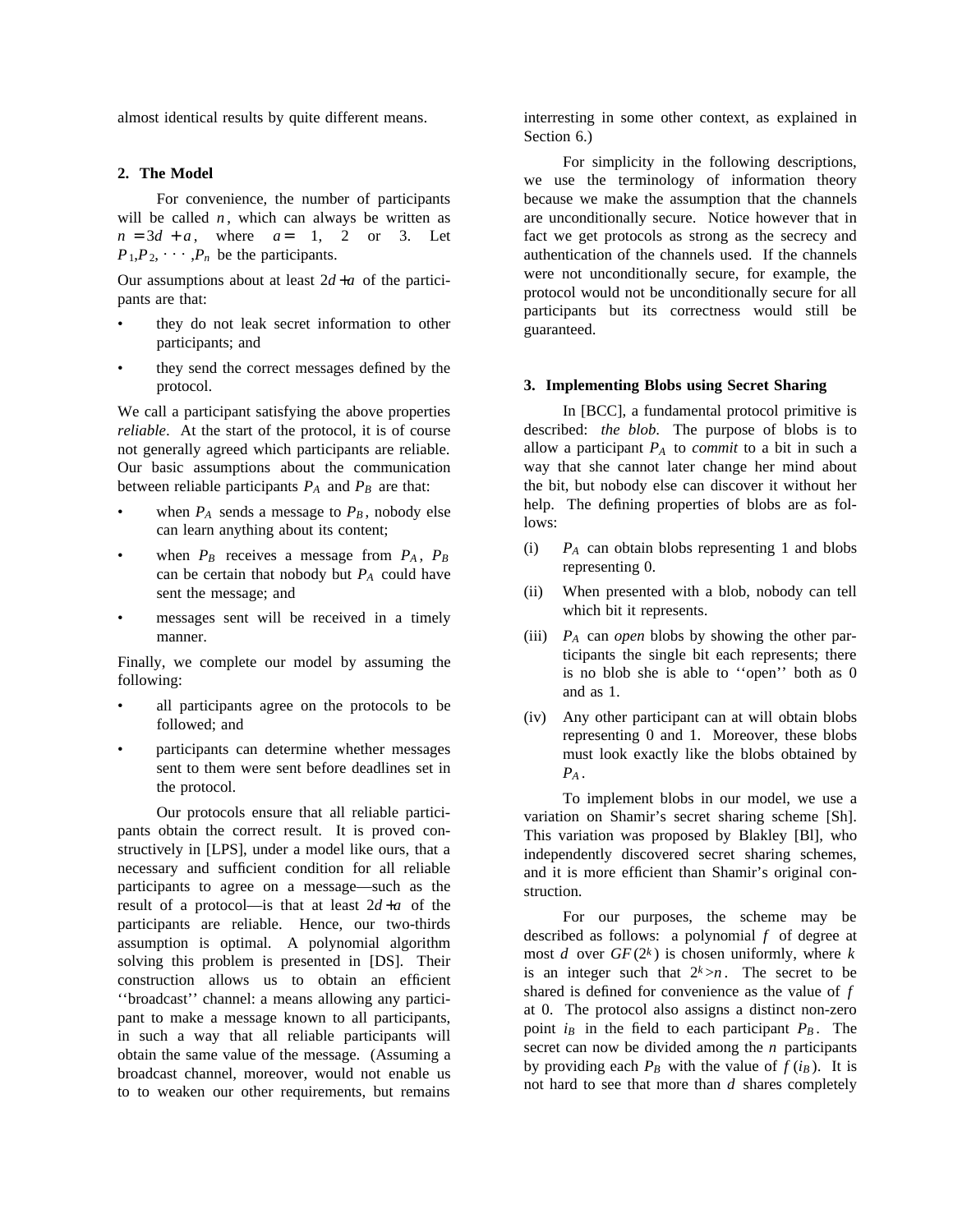almost identical results by quite different means.

## 2. The Model

For convenience, the number of participants will be called $n$, which can always be written as $n = 3d + a$, where $a =$ 1, 2 or 3. Let $P_1, P_2, \cdots, P_n$ be the participants.

Our assumptions about at least $2d + a$ of the participants are that:

- they do not leak secret information to other participants; and
- they send the correct messages defined by the protocol.

We call a participant satisfying the above properties *reliable*. At the start of the protocol, it is of course not generally agreed which participants are reliable. Our basic assumptions about the communication between reliable participants $P_A$ and $P_B$ are that:

- when $P_A$ sends a message to $P_B$, nobody else can learn anything about its content;
- when $P_B$ receives a message from $P_A$, $P_B$ can be certain that nobody but $P_A$ could have sent the message; and
- messages sent will be received in a timely manner.

Finally, we complete our model by assuming the following:

- all participants agree on the protocols to be followed; and
- participants can determine whether messages sent to them were sent before deadlines set in the protocol.

Our protocols ensure that all reliable participants obtain the correct result. It is proved constructively in [LPS], under a model like ours, that a necessary and sufficient condition for all reliable participants to agree on a message—such as the result of a protocol—is that at least $2d + a$ of the participants are reliable. Hence, our two-thirds assumption is optimal. A polynomial algorithm solving this problem is presented in [DS]. Their construction allows us to obtain an efficient ''broadcast'' channel: a means allowing any participant to make a message known to all participants, in such a way that all reliable participants will obtain the same value of the message. (Assuming a broadcast channel, moreover, would not enable us to to weaken our other requirements, but remains interresting in some other context, as explained in Section 6.)

For simplicity in the following descriptions, we use the terminology of information theory because we make the assumption that the channels are unconditionally secure. Notice however that in fact we get protocols as strong as the secrecy and authentication of the channels used. If the channels were not unconditionally secure, for example, the protocol would not be unconditionally secure for all participants but its correctness would still be guaranteed.

## 3. Implementing Blobs using Secret Sharing

In [BCC], a fundamental protocol primitive is described: *the blob*. The purpose of blobs is to allow a participant $P_A$ to *commit* to a bit in such a way that she cannot later change her mind about the bit, but nobody else can discover it without her help. The defining properties of blobs are as follows:

(i) $P_A$ can obtain blobs representing 1 and blobs representing 0.

(ii) When presented with a blob, nobody can tell which bit it represents.

(iii) $P_A$ can *open* blobs by showing the other participants the single bit each represents; there is no blob she is able to ''open'' both as 0 and as 1.

(iv) Any other participant can at will obtain blobs representing 0 and 1. Moreover, these blobs must look exactly like the blobs obtained by $P_A$.

To implement blobs in our model, we use a variation on Shamir's secret sharing scheme [Sh]. This variation was proposed by Blakley [Bl], who independently discovered secret sharing schemes, and it is more efficient than Shamir's original construction.

For our purposes, the scheme may be described as follows: a polynomial $f$ of degree at most $d$ over $GF(2^k)$ is chosen uniformly, where $k$ is an integer such that $2^k > n$. The secret to be shared is defined for convenience as the value of $f$ at 0. The protocol also assigns a distinct non-zero point $i_B$ in the field to each participant $P_B$. The secret can now be divided among the $n$ participants by providing each $P_B$ with the value of $f(i_B)$. It is not hard to see that more than $d$ shares completely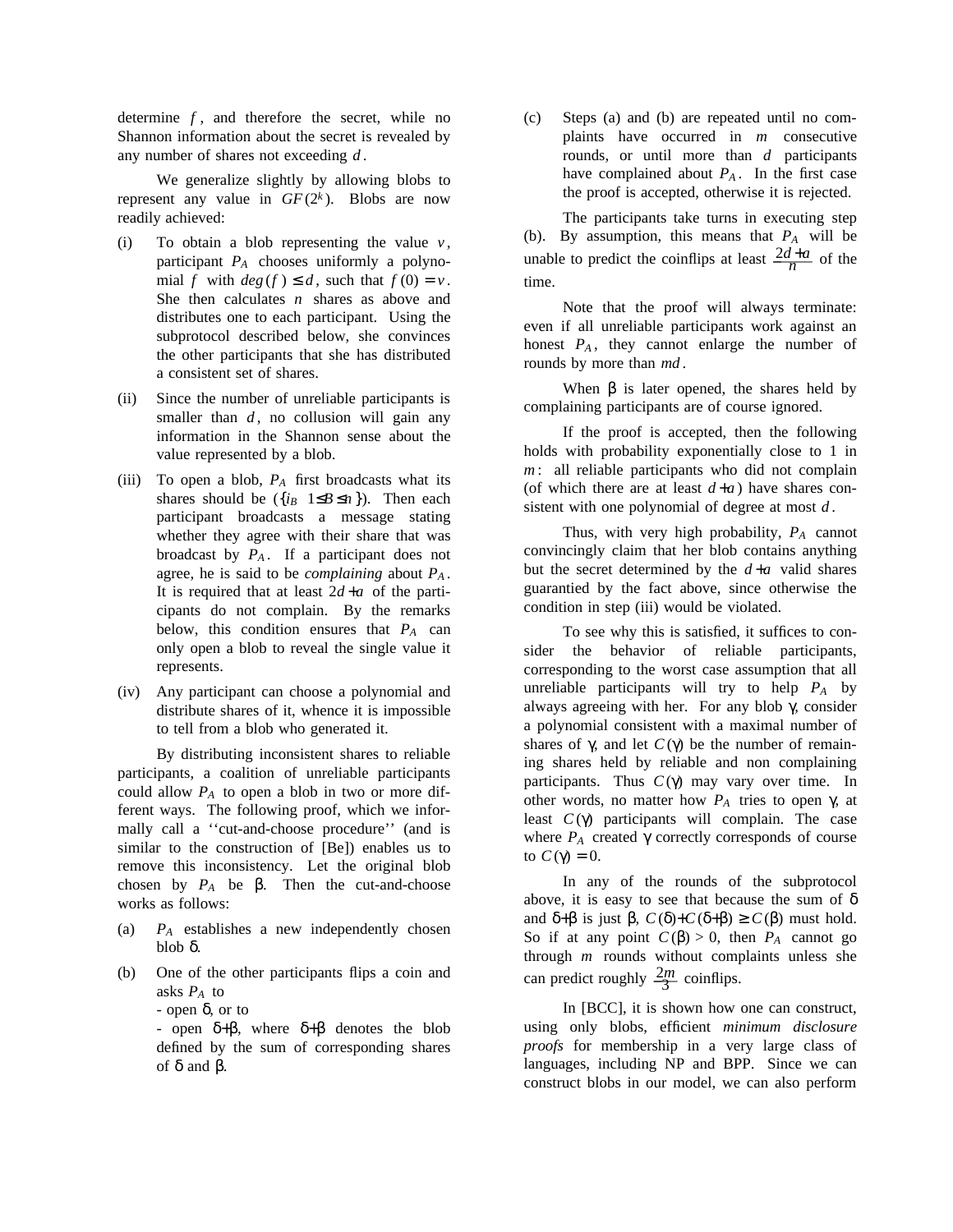determine $f$, and therefore the secret, while no Shannon information about the secret is revealed by any number of shares not exceeding $d$.

We generalize slightly by allowing blobs to represent any value in $GF(2^k)$. Blobs are now readily achieved:

(i) To obtain a blob representing the value $v$, participant $P_A$ chooses uniformly a polynomial $f$ with $deg(f) \leq d$, such that $f(0) = v$. She then calculates $n$ shares as above and distributes one to each participant. Using the subprotocol described below, she convinces the other participants that she has distributed a consistent set of shares.

(ii) Since the number of unreliable participants is smaller than $d$, no collusion will gain any information in the Shannon sense about the value represented by a blob.

(iii) To open a blob, $P_A$ first broadcasts what its shares should be ($\{i_B \; 1 \leq B \leq n\}$). Then each participant broadcasts a message stating whether they agree with their share that was broadcast by $P_A$. If a participant does not agree, he is said to be *complaining* about $P_A$. It is required that at least $2d + a$ of the participants do not complain. By the remarks below, this condition ensures that $P_A$ can only open a blob to reveal the single value it represents.

(iv) Any participant can choose a polynomial and distribute shares of it, whence it is impossible to tell from a blob who generated it.

By distributing inconsistent shares to reliable participants, a coalition of unreliable participants could allow $P_A$ to open a blob in two or more different ways. The following proof, which we informally call a ''cut-and-choose procedure'' (and is similar to the construction of [Be]) enables us to remove this inconsistency. Let the original blob chosen by $P_A$ be $\beta$. Then the cut-and-choose works as follows:

(a) $P_A$ establishes a new independently chosen blob $\delta$.

(b) One of the other participants flips a coin and asks $P_A$ to
- open $\delta$, or to
- open $\delta + \beta$, where $\delta + \beta$ denotes the blob defined by the sum of corresponding shares of $\delta$ and $\beta$.

(c) Steps (a) and (b) are repeated until no complaints have occurred in $m$ consecutive rounds, or until more than $d$ participants have complained about $P_A$. In the first case the proof is accepted, otherwise it is rejected.

The participants take turns in executing step (b). By assumption, this means that $P_A$ will be unable to predict the coinflips at least $\frac{2d + a}{n}$ of the time.

Note that the proof will always terminate: even if all unreliable participants work against an honest $P_A$, they cannot enlarge the number of rounds by more than $md$.

When $\beta$ is later opened, the shares held by complaining participants are of course ignored.

If the proof is accepted, then the following holds with probability exponentially close to 1 in $m$: all reliable participants who did not complain (of which there are at least $d + a$) have shares consistent with one polynomial of degree at most $d$.

Thus, with very high probability, $P_A$ cannot convincingly claim that her blob contains anything but the secret determined by the $d + a$ valid shares guarantied by the fact above, since otherwise the condition in step (iii) would be violated.

To see why this is satisfied, it suffices to consider the behavior of reliable participants, corresponding to the worst case assumption that all unreliable participants will try to help $P_A$ by always agreeing with her. For any blob $\gamma$, consider a polynomial consistent with a maximal number of shares of $\gamma$, and let $C(\gamma)$ be the number of remaining shares held by reliable and non complaining participants. Thus $C(\gamma)$ may vary over time. In other words, no matter how $P_A$ tries to open $\gamma$, at least $C(\gamma)$ participants will complain. The case where $P_A$ created $\gamma$ correctly corresponds of course to $C(\gamma) = 0$.

In any of the rounds of the subprotocol above, it is easy to see that because the sum of $\delta$ and $\delta + \beta$ is just $\beta$, $C(\delta) + C(\delta + \beta) \geq C(\beta)$ must hold. So if at any point $C(\beta) > 0$, then $P_A$ cannot go through $m$ rounds without complaints unless she can predict roughly $\frac{2m}{3}$ coinflips.

In [BCC], it is shown how one can construct, using only blobs, efficient *minimum disclosure proofs* for membership in a very large class of languages, including NP and BPP. Since we can construct blobs in our model, we can also perform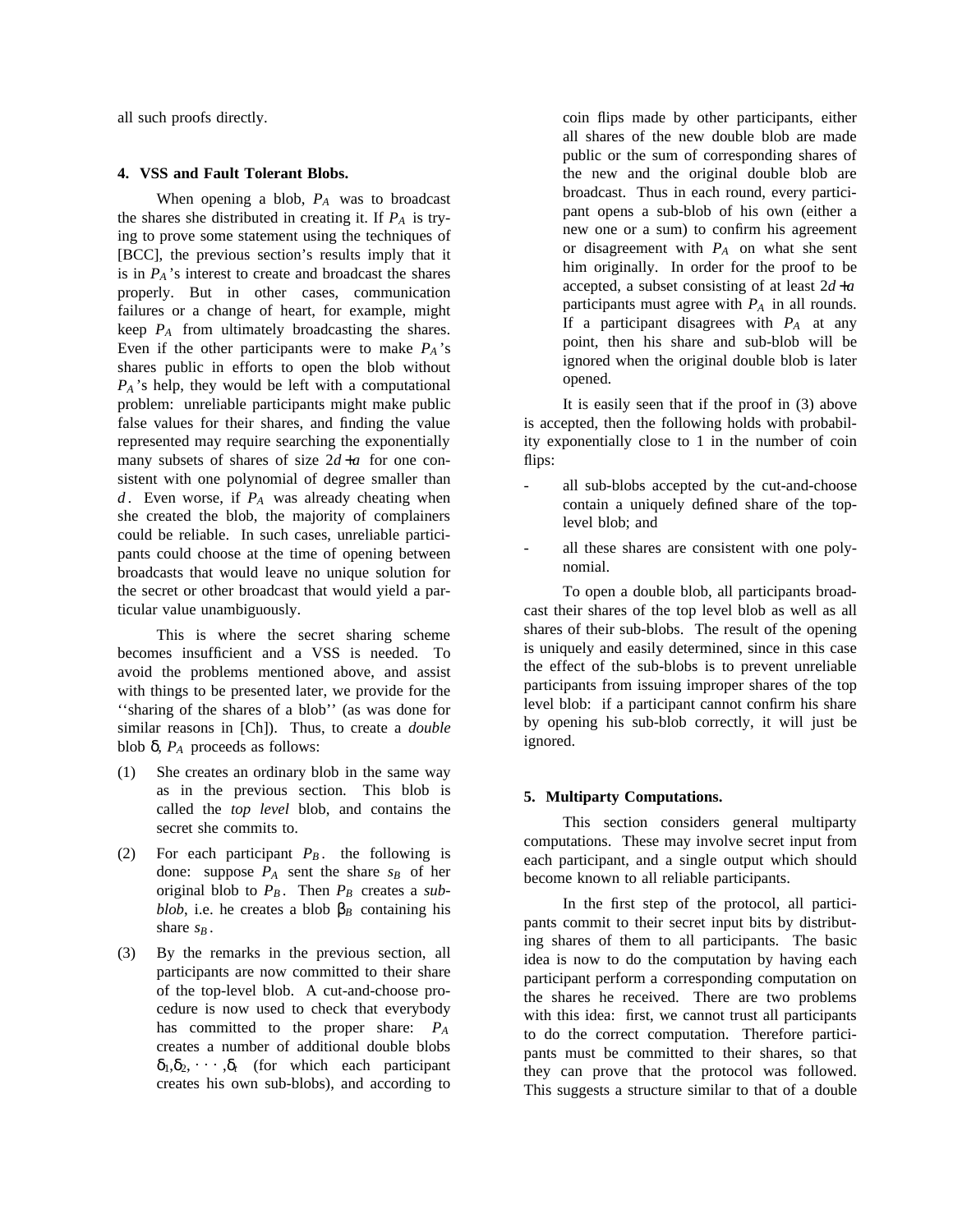all such proofs directly.

## 4. VSS and Fault Tolerant Blobs.

When opening a blob, $P_A$ was to broadcast the shares she distributed in creating it. If $P_A$ is trying to prove some statement using the techniques of [BCC], the previous section's results imply that it is in $P_A$'s interest to create and broadcast the shares properly. But in other cases, communication failures or a change of heart, for example, might keep $P_A$ from ultimately broadcasting the shares. Even if the other participants were to make $P_A$'s shares public in efforts to open the blob without $P_A$'s help, they would be left with a computational problem: unreliable participants might make public false values for their shares, and finding the value represented may require searching the exponentially many subsets of shares of size $2d+a$ for one consistent with one polynomial of degree smaller than $d$. Even worse, if $P_A$ was already cheating when she created the blob, the majority of complainers could be reliable. In such cases, unreliable participants could choose at the time of opening between broadcasts that would leave no unique solution for the secret or other broadcast that would yield a particular value unambiguously.

This is where the secret sharing scheme becomes insufficient and a VSS is needed. To avoid the problems mentioned above, and assist with things to be presented later, we provide for the ''sharing of the shares of a blob'' (as was done for similar reasons in [Ch]). Thus, to create a *double* blob $\delta$, $P_A$ proceeds as follows:

(1) She creates an ordinary blob in the same way as in the previous section. This blob is called the *top level* blob, and contains the secret she commits to.

(2) For each participant $P_B$. the following is done: suppose $P_A$ sent the share $s_B$ of her original blob to $P_B$. Then $P_B$ creates a *sub-blob*, i.e. he creates a blob $\beta_B$ containing his share $s_B$.

(3) By the remarks in the previous section, all participants are now committed to their share of the top-level blob. A cut-and-choose procedure is now used to check that everybody has committed to the proper share: $P_A$ creates a number of additional double blobs $\delta_1, \delta_2, \cdots, \delta_t$ (for which each participant creates his own sub-blobs), and according to coin flips made by other participants, either all shares of the new double blob are made public or the sum of corresponding shares of the new and the original double blob are broadcast. Thus in each round, every participant opens a sub-blob of his own (either a new one or a sum) to confirm his agreement or disagreement with $P_A$ on what she sent him originally. In order for the proof to be accepted, a subset consisting of at least $2d+a$ participants must agree with $P_A$ in all rounds. If a participant disagrees with $P_A$ at any point, then his share and sub-blob will be ignored when the original double blob is later opened.

It is easily seen that if the proof in (3) above is accepted, then the following holds with probability exponentially close to 1 in the number of coin flips:

- all sub-blobs accepted by the cut-and-choose contain a uniquely defined share of the top-level blob; and
- all these shares are consistent with one polynomial.

To open a double blob, all participants broadcast their shares of the top level blob as well as all shares of their sub-blobs. The result of the opening is uniquely and easily determined, since in this case the effect of the sub-blobs is to prevent unreliable participants from issuing improper shares of the top level blob: if a participant cannot confirm his share by opening his sub-blob correctly, it will just be ignored.

## 5. Multiparty Computations.

This section considers general multiparty computations. These may involve secret input from each participant, and a single output which should become known to all reliable participants.

In the first step of the protocol, all participants commit to their secret input bits by distributing shares of them to all participants. The basic idea is now to do the computation by having each participant perform a corresponding computation on the shares he received. There are two problems with this idea: first, we cannot trust all participants to do the correct computation. Therefore participants must be committed to their shares, so that they can prove that the protocol was followed. This suggests a structure similar to that of a double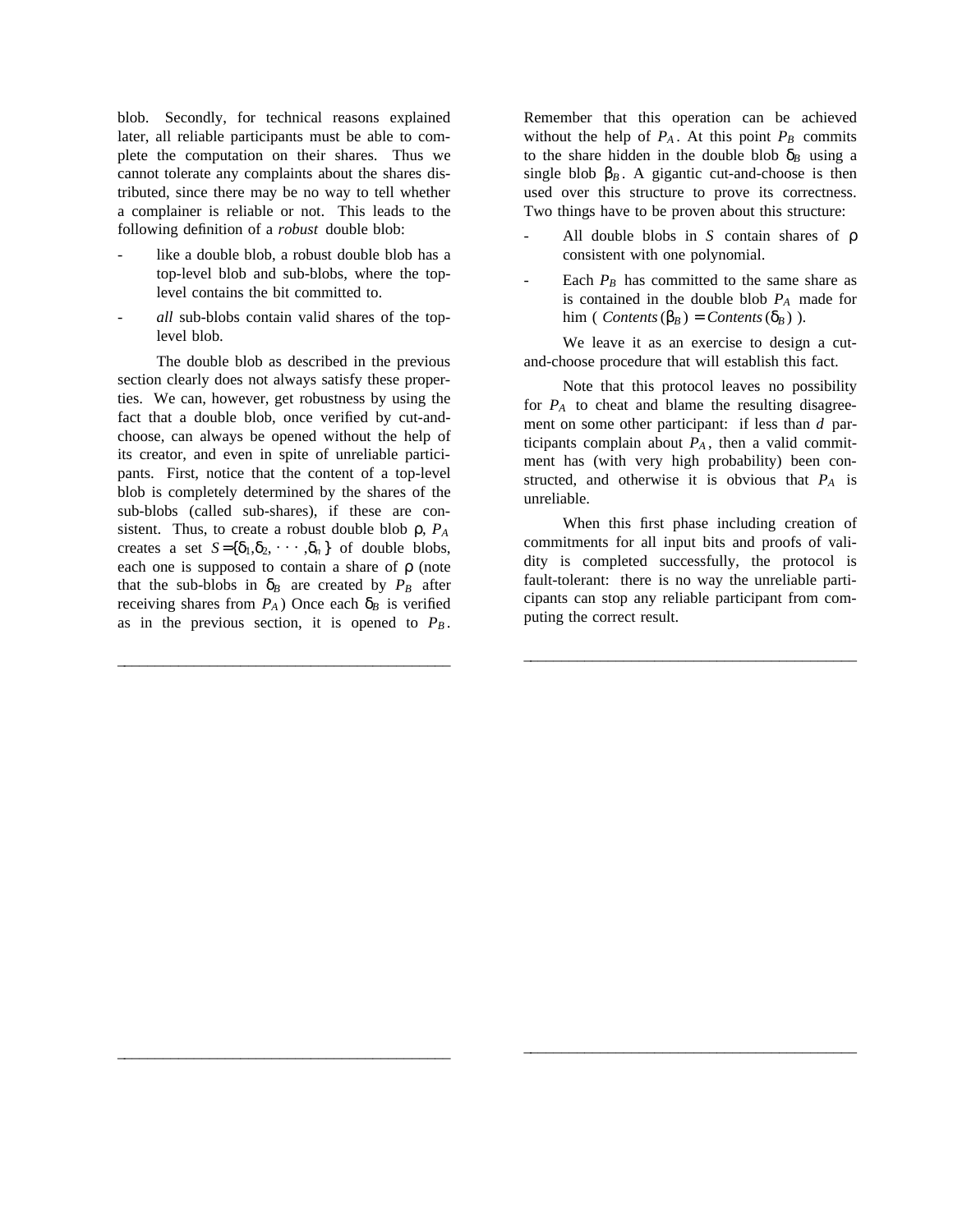blob. Secondly, for technical reasons explained later, all reliable participants must be able to complete the computation on their shares. Thus we cannot tolerate any complaints about the shares distributed, since there may be no way to tell whether a complainer is reliable or not. This leads to the following definition of a *robust* double blob:

- like a double blob, a robust double blob has a top-level blob and sub-blobs, where the top-level contains the bit committed to.
- *all* sub-blobs contain valid shares of the top-level blob.

The double blob as described in the previous section clearly does not always satisfy these properties. We can, however, get robustness by using the fact that a double blob, once verified by cut-and-choose, can always be opened without the help of its creator, and even in spite of unreliable participants. First, notice that the content of a top-level blob is completely determined by the shares of the sub-blobs (called sub-shares), if these are consistent. Thus, to create a robust double blob $\rho$, $P_A$ creates a set $S = \{\delta_1, \delta_2, \cdots, \delta_n\}$ of double blobs, each one is supposed to contain a share of $\rho$ (note that the sub-blobs in $\delta_B$ are created by $P_B$ after receiving shares from $P_A$) Once each $\delta_B$ is verified as in the previous section, it is opened to $P_B$. Remember that this operation can be achieved without the help of $P_A$. At this point $P_B$ commits to the share hidden in the double blob $\delta_B$ using a single blob $\beta_B$. A gigantic cut-and-choose is then used over this structure to prove its correctness. Two things have to be proven about this structure:

- All double blobs in $S$ contain shares of $\rho$ consistent with one polynomial.
- Each $P_B$ has committed to the same share as is contained in the double blob $P_A$ made for him ( $Contents(\beta_B) = Contents(\delta_B)$ ).

We leave it as an exercise to design a cut-and-choose procedure that will establish this fact.

Note that this protocol leaves no possibility for $P_A$ to cheat and blame the resulting disagreement on some other participant: if less than $d$ participants complain about $P_A$, then a valid commitment has (with very high probability) been constructed, and otherwise it is obvious that $P_A$ is unreliable.

When this first phase including creation of commitments for all input bits and proofs of validity is completed successfully, the protocol is fault-tolerant: there is no way the unreliable participants can stop any reliable participant from computing the correct result.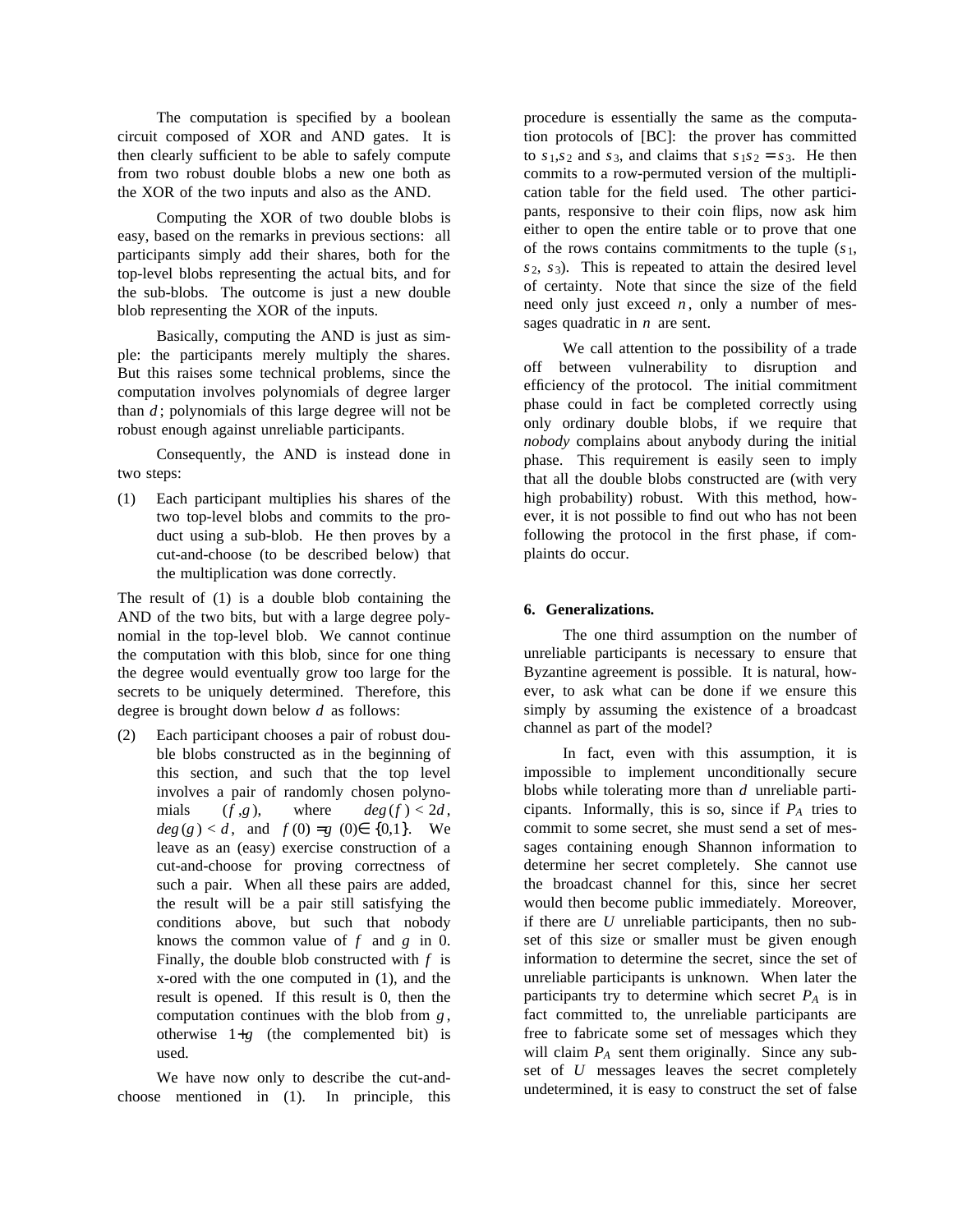The computation is specified by a boolean circuit composed of XOR and AND gates. It is then clearly sufficient to be able to safely compute from two robust double blobs a new one both as the XOR of the two inputs and also as the AND.

Computing the XOR of two double blobs is easy, based on the remarks in previous sections: all participants simply add their shares, both for the top-level blobs representing the actual bits, and for the sub-blobs. The outcome is just a new double blob representing the XOR of the inputs.

Basically, computing the AND is just as simple: the participants merely multiply the shares. But this raises some technical problems, since the computation involves polynomials of degree larger than $d$; polynomials of this large degree will not be robust enough against unreliable participants.

Consequently, the AND is instead done in two steps:

(1) Each participant multiplies his shares of the two top-level blobs and commits to the product using a sub-blob. He then proves by a cut-and-choose (to be described below) that the multiplication was done correctly.

The result of (1) is a double blob containing the AND of the two bits, but with a large degree polynomial in the top-level blob. We cannot continue the computation with this blob, since for one thing the degree would eventually grow too large for the secrets to be uniquely determined. Therefore, this degree is brought down below $d$ as follows:

(2) Each participant chooses a pair of robust double blobs constructed as in the beginning of this section, and such that the top level involves a pair of randomly chosen polynomials $(f, g)$, where $deg(f) < 2d$, $deg(g) < d$, and $f(0) = g(0) \in \{0,1\}$. We leave as an (easy) exercise construction of a cut-and-choose for proving correctness of such a pair. When all these pairs are added, the result will be a pair still satisfying the conditions above, but such that nobody knows the common value of $f$ and $g$ in 0. Finally, the double blob constructed with $f$ is x-ored with the one computed in (1), and the result is opened. If this result is 0, then the computation continues with the blob from $g$, otherwise $1+g$ (the complemented bit) is used.

We have now only to describe the cut-and-choose mentioned in (1). In principle, this procedure is essentially the same as the computation protocols of [BC]: the prover has committed to $s_1, s_2$ and $s_3$, and claims that $s_1 s_2 = s_3$. He then commits to a row-permuted version of the multiplication table for the field used. The other participants, responsive to their coin flips, now ask him either to open the entire table or to prove that one of the rows contains commitments to the tuple ($s_1$, $s_2$, $s_3$). This is repeated to attain the desired level of certainty. Note that since the size of the field need only just exceed $n$, only a number of messages quadratic in $n$ are sent.

We call attention to the possibility of a trade off between vulnerability to disruption and efficiency of the protocol. The initial commitment phase could in fact be completed correctly using only ordinary double blobs, if we require that *nobody* complains about anybody during the initial phase. This requirement is easily seen to imply that all the double blobs constructed are (with very high probability) robust. With this method, however, it is not possible to find out who has not been following the protocol in the first phase, if complaints do occur.

## 6. Generalizations.

The one third assumption on the number of unreliable participants is necessary to ensure that Byzantine agreement is possible. It is natural, however, to ask what can be done if we ensure this simply by assuming the existence of a broadcast channel as part of the model?

In fact, even with this assumption, it is impossible to implement unconditionally secure blobs while tolerating more than $d$ unreliable participants. Informally, this is so, since if $P_A$ tries to commit to some secret, she must send a set of messages containing enough Shannon information to determine her secret completely. She cannot use the broadcast channel for this, since her secret would then become public immediately. Moreover, if there are $U$ unreliable participants, then no subset of this size or smaller must be given enough information to determine the secret, since the set of unreliable participants is unknown. When later the participants try to determine which secret $P_A$ is in fact committed to, the unreliable participants are free to fabricate some set of messages which they will claim $P_A$ sent them originally. Since any subset of $U$ messages leaves the secret completely undetermined, it is easy to construct the set of false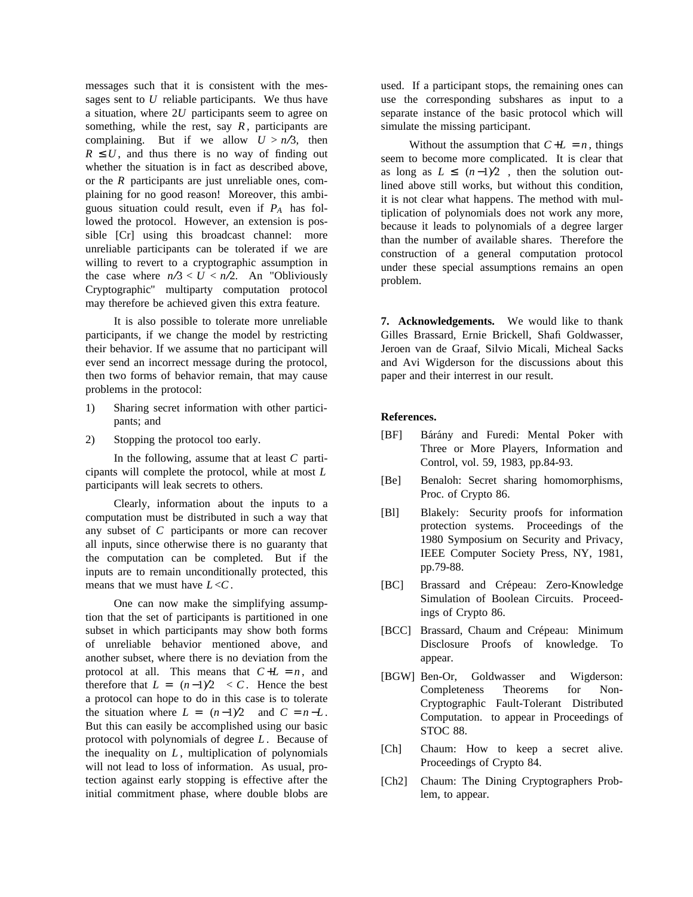messages such that it is consistent with the messages sent to $U$ reliable participants. We thus have a situation, where $2U$ participants seem to agree on something, while the rest, say $R$, participants are complaining. But if we allow $U > n/3$, then $R \leq U$, and thus there is no way of finding out whether the situation is in fact as described above, or the $R$ participants are just unreliable ones, complaining for no good reason! Moreover, this ambiguous situation could result, even if $P_A$ has followed the protocol. However, an extension is possible [Cr] using this broadcast channel: more unreliable participants can be tolerated if we are willing to revert to a cryptographic assumption in the case where $n/3 < U < n/2$. An "Obliviously Cryptographic" multiparty computation protocol may therefore be achieved given this extra feature.

It is also possible to tolerate more unreliable participants, if we change the model by restricting their behavior. If we assume that no participant will ever send an incorrect message during the protocol, then two forms of behavior remain, that may cause problems in the protocol:

1) Sharing secret information with other participants; and

2) Stopping the protocol too early.

In the following, assume that at least $C$ participants will complete the protocol, while at most $L$ participants will leak secrets to others.

Clearly, information about the inputs to a computation must be distributed in such a way that any subset of $C$ participants or more can recover all inputs, since otherwise there is no guaranty that the computation can be completed. But if the inputs are to remain unconditionally protected, this means that we must have $L < C$.

One can now make the simplifying assumption that the set of participants is partitioned in one subset in which participants may show both forms of unreliable behavior mentioned above, and another subset, where there is no deviation from the protocol at all. This means that $C + L = n$, and therefore that $L = \lfloor (n-1)/2 \rfloor < C$. Hence the best a protocol can hope to do in this case is to tolerate the situation where $L = \lfloor (n-1)/2 \rfloor$ and $C = n - L$. But this can easily be accomplished using our basic protocol with polynomials of degree $L$. Because of the inequality on $L$, multiplication of polynomials will not lead to loss of information. As usual, protection against early stopping is effective after the initial commitment phase, where double blobs are used. If a participant stops, the remaining ones can use the corresponding subshares as input to a separate instance of the basic protocol which will simulate the missing participant.

Without the assumption that $C + L = n$, things seem to become more complicated. It is clear that as long as $L \leq \lfloor (n-1)/2 \rfloor$, then the solution outlined above still works, but without this condition, it is not clear what happens. The method with multiplication of polynomials does not work any more, because it leads to polynomials of a degree larger than the number of available shares. Therefore the construction of a general computation protocol under these special assumptions remains an open problem.

**7. Acknowledgements.** We would like to thank Gilles Brassard, Ernie Brickell, Shafi Goldwasser, Jeroen van de Graaf, Silvio Micali, Micheal Sacks and Avi Wigderson for the discussions about this paper and their interrest in our result.

**References.**

[BF] Bárány and Furedi: Mental Poker with Three or More Players, Information and Control, vol. 59, 1983, pp.84-93.

[Be] Benaloh: Secret sharing homomorphisms, Proc. of Crypto 86.

[Bl] Blakely: Security proofs for information protection systems. Proceedings of the 1980 Symposium on Security and Privacy, IEEE Computer Society Press, NY, 1981, pp.79-88.

[BC] Brassard and Crépeau: Zero-Knowledge Simulation of Boolean Circuits. Proceedings of Crypto 86.

[BCC] Brassard, Chaum and Crépeau: Minimum Disclosure Proofs of knowledge. To appear.

[BGW] Ben-Or, Goldwasser and Wigderson: Completeness Theorems for Non-Cryptographic Fault-Tolerant Distributed Computation. to appear in Proceedings of STOC 88.

[Ch] Chaum: How to keep a secret alive. Proceedings of Crypto 84.

[Ch2] Chaum: The Dining Cryptographers Problem, to appear.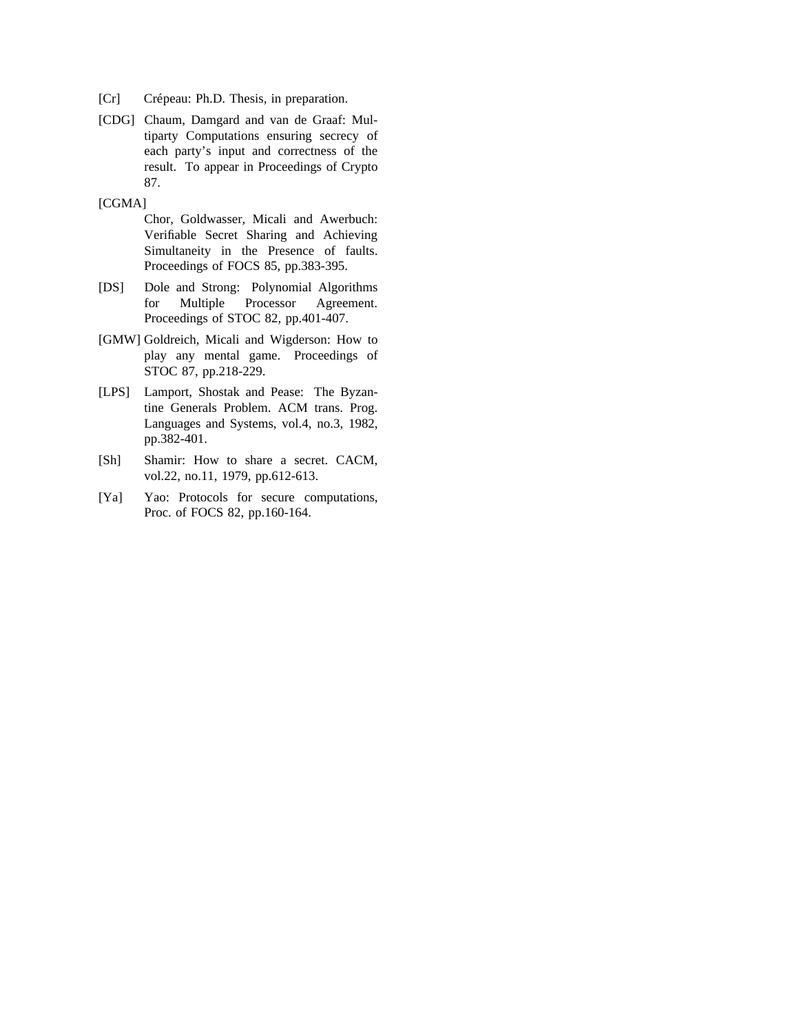[Cr] Crépeau: Ph.D. Thesis, in preparation.

[CDG] Chaum, Damgard and van de Graaf: Multiparty Computations ensuring secrecy of each party's input and correctness of the result. To appear in Proceedings of Crypto 87.

[CGMA] Chor, Goldwasser, Micali and Awerbuch: Verifiable Secret Sharing and Achieving Simultaneity in the Presence of faults. Proceedings of FOCS 85, pp.383-395.

[DS] Dole and Strong: Polynomial Algorithms for Multiple Processor Agreement. Proceedings of STOC 82, pp.401-407.

[GMW] Goldreich, Micali and Wigderson: How to play any mental game. Proceedings of STOC 87, pp.218-229.

[LPS] Lamport, Shostak and Pease: The Byzantine Generals Problem. ACM trans. Prog. Languages and Systems, vol.4, no.3, 1982, pp.382-401.

[Sh] Shamir: How to share a secret. CACM, vol.22, no.11, 1979, pp.612-613.

[Ya] Yao: Protocols for secure computations, Proc. of FOCS 82, pp.160-164.